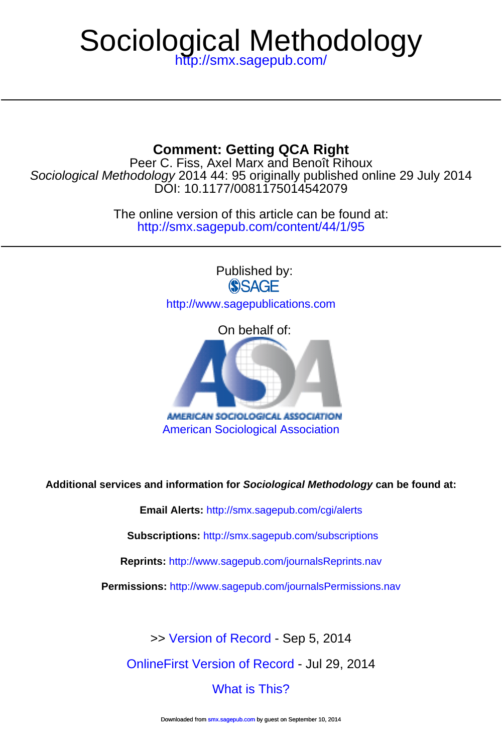# Sociological Methodology

http://smx.sagepub.com/

## Comment: Getting QCA Right

Peer C. Fiss, Axel Marx and Benoît Rihoux

*Sociological Methodology* 2014 44: 95 originally published online 29 July 2014

DOI: 10.1177/0081175014542079

The online version of this article can be found at:

http://smx.sagepub.com/content/44/1/95

Published by:

SAGE

http://www.sagepublications.com

On behalf of:

AMERICAN SOCIOLOGICAL ASSOCIATION

American Sociological Association

**Additional services and information for *Sociological Methodology* can be found at:**

**Email Alerts:** http://smx.sagepub.com/cgi/alerts

**Subscriptions:** http://smx.sagepub.com/subscriptions

**Reprints:** http://www.sagepub.com/journalsReprints.nav

**Permissions:** http://www.sagepub.com/journalsPermissions.nav

>> Version of Record - Sep 5, 2014

OnlineFirst Version of Record - Jul 29, 2014

What is This?

Downloaded from smx.sagepub.com by guest on September 10, 2014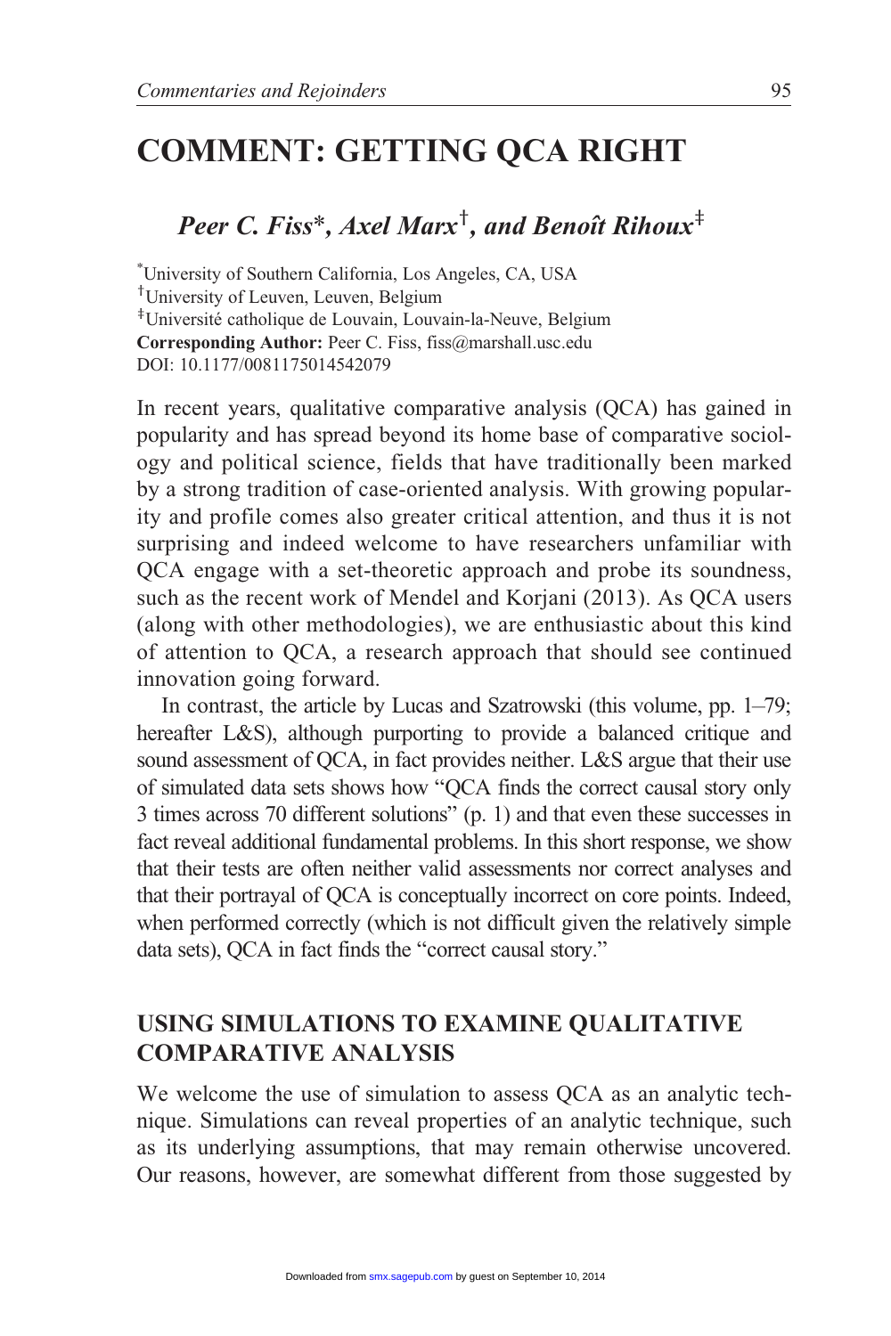# COMMENT: GETTING QCA RIGHT

## *Peer C. Fiss\*, Axel Marx†, and Benoît Rihoux‡*

\*University of Southern California, Los Angeles, CA, USA
†University of Leuven, Leuven, Belgium
‡Université catholique de Louvain, Louvain-la-Neuve, Belgium
**Corresponding Author:** Peer C. Fiss, fiss@marshall.usc.edu
DOI: 10.1177/0081175014542079

In recent years, qualitative comparative analysis (QCA) has gained in popularity and has spread beyond its home base of comparative sociology and political science, fields that have traditionally been marked by a strong tradition of case-oriented analysis. With growing popularity and profile comes also greater critical attention, and thus it is not surprising and indeed welcome to have researchers unfamiliar with QCA engage with a set-theoretic approach and probe its soundness, such as the recent work of Mendel and Korjani (2013). As QCA users (along with other methodologies), we are enthusiastic about this kind of attention to QCA, a research approach that should see continued innovation going forward.

In contrast, the article by Lucas and Szatrowski (this volume, pp. 1–79; hereafter L&S), although purporting to provide a balanced critique and sound assessment of QCA, in fact provides neither. L&S argue that their use of simulated data sets shows how "QCA finds the correct causal story only 3 times across 70 different solutions" (p. 1) and that even these successes in fact reveal additional fundamental problems. In this short response, we show that their tests are often neither valid assessments nor correct analyses and that their portrayal of QCA is conceptually incorrect on core points. Indeed, when performed correctly (which is not difficult given the relatively simple data sets), QCA in fact finds the "correct causal story."

## USING SIMULATIONS TO EXAMINE QUALITATIVE COMPARATIVE ANALYSIS

We welcome the use of simulation to assess QCA as an analytic technique. Simulations can reveal properties of an analytic technique, such as its underlying assumptions, that may remain otherwise uncovered. Our reasons, however, are somewhat different from those suggested by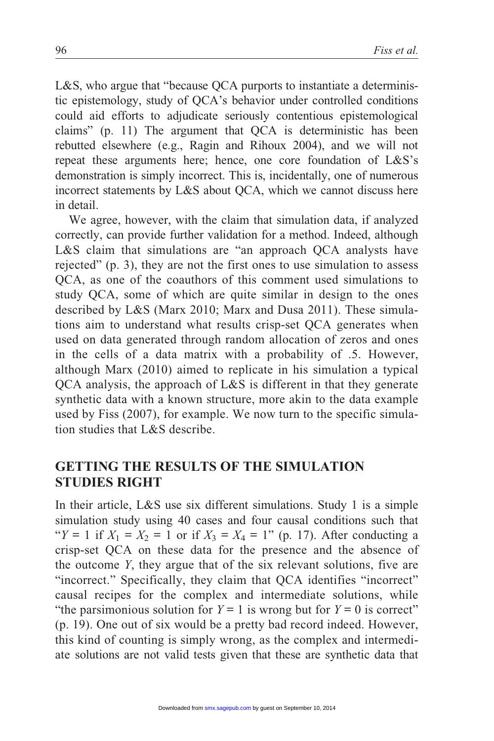L&S, who argue that "because QCA purports to instantiate a deterministic epistemology, study of QCA's behavior under controlled conditions could aid efforts to adjudicate seriously contentious epistemological claims" (p. 11) The argument that QCA is deterministic has been rebutted elsewhere (e.g., Ragin and Rihoux 2004), and we will not repeat these arguments here; hence, one core foundation of L&S's demonstration is simply incorrect. This is, incidentally, one of numerous incorrect statements by L&S about QCA, which we cannot discuss here in detail.

We agree, however, with the claim that simulation data, if analyzed correctly, can provide further validation for a method. Indeed, although L&S claim that simulations are "an approach QCA analysts have rejected" (p. 3), they are not the first ones to use simulation to assess QCA, as one of the coauthors of this comment used simulations to study QCA, some of which are quite similar in design to the ones described by L&S (Marx 2010; Marx and Dusa 2011). These simulations aim to understand what results crisp-set QCA generates when used on data generated through random allocation of zeros and ones in the cells of a data matrix with a probability of .5. However, although Marx (2010) aimed to replicate in his simulation a typical QCA analysis, the approach of L&S is different in that they generate synthetic data with a known structure, more akin to the data example used by Fiss (2007), for example. We now turn to the specific simulation studies that L&S describe.

## GETTING THE RESULTS OF THE SIMULATION STUDIES RIGHT

In their article, L&S use six different simulations. Study 1 is a simple simulation study using 40 cases and four causal conditions such that "$Y = 1$ if $X_1 = X_2 = 1$ or if $X_3 = X_4 = 1$" (p. 17). After conducting a crisp-set QCA on these data for the presence and the absence of the outcome $Y$, they argue that of the six relevant solutions, five are "incorrect." Specifically, they claim that QCA identifies "incorrect" causal recipes for the complex and intermediate solutions, while "the parsimonious solution for $Y = 1$ is wrong but for $Y = 0$ is correct" (p. 19). One out of six would be a pretty bad record indeed. However, this kind of counting is simply wrong, as the complex and intermediate solutions are not valid tests given that these are synthetic data that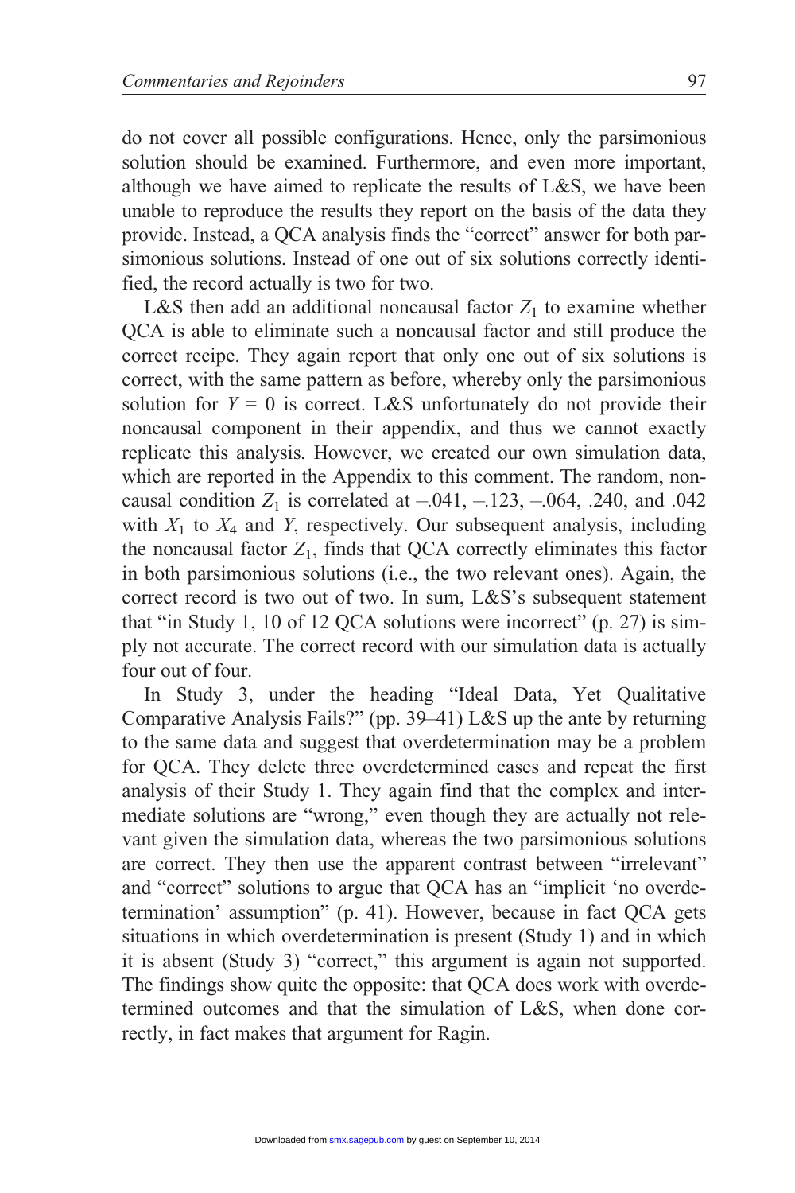do not cover all possible configurations. Hence, only the parsimonious solution should be examined. Furthermore, and even more important, although we have aimed to replicate the results of L&S, we have been unable to reproduce the results they report on the basis of the data they provide. Instead, a QCA analysis finds the "correct" answer for both parsimonious solutions. Instead of one out of six solutions correctly identified, the record actually is two for two.

L&S then add an additional noncausal factor $Z_1$ to examine whether QCA is able to eliminate such a noncausal factor and still produce the correct recipe. They again report that only one out of six solutions is correct, with the same pattern as before, whereby only the parsimonious solution for $Y = 0$ is correct. L&S unfortunately do not provide their noncausal component in their appendix, and thus we cannot exactly replicate this analysis. However, we created our own simulation data, which are reported in the Appendix to this comment. The random, noncausal condition $Z_1$ is correlated at –.041, –.123, –.064, .240, and .042 with $X_1$ to $X_4$ and $Y$, respectively. Our subsequent analysis, including the noncausal factor $Z_1$, finds that QCA correctly eliminates this factor in both parsimonious solutions (i.e., the two relevant ones). Again, the correct record is two out of two. In sum, L&S's subsequent statement that "in Study 1, 10 of 12 QCA solutions were incorrect" (p. 27) is simply not accurate. The correct record with our simulation data is actually four out of four.

In Study 3, under the heading "Ideal Data, Yet Qualitative Comparative Analysis Fails?" (pp. 39–41) L&S up the ante by returning to the same data and suggest that overdetermination may be a problem for QCA. They delete three overdetermined cases and repeat the first analysis of their Study 1. They again find that the complex and intermediate solutions are "wrong," even though they are actually not relevant given the simulation data, whereas the two parsimonious solutions are correct. They then use the apparent contrast between "irrelevant" and "correct" solutions to argue that QCA has an "implicit 'no overdetermination' assumption" (p. 41). However, because in fact QCA gets situations in which overdetermination is present (Study 1) and in which it is absent (Study 3) "correct," this argument is again not supported. The findings show quite the opposite: that QCA does work with overdetermined outcomes and that the simulation of L&S, when done correctly, in fact makes that argument for Ragin.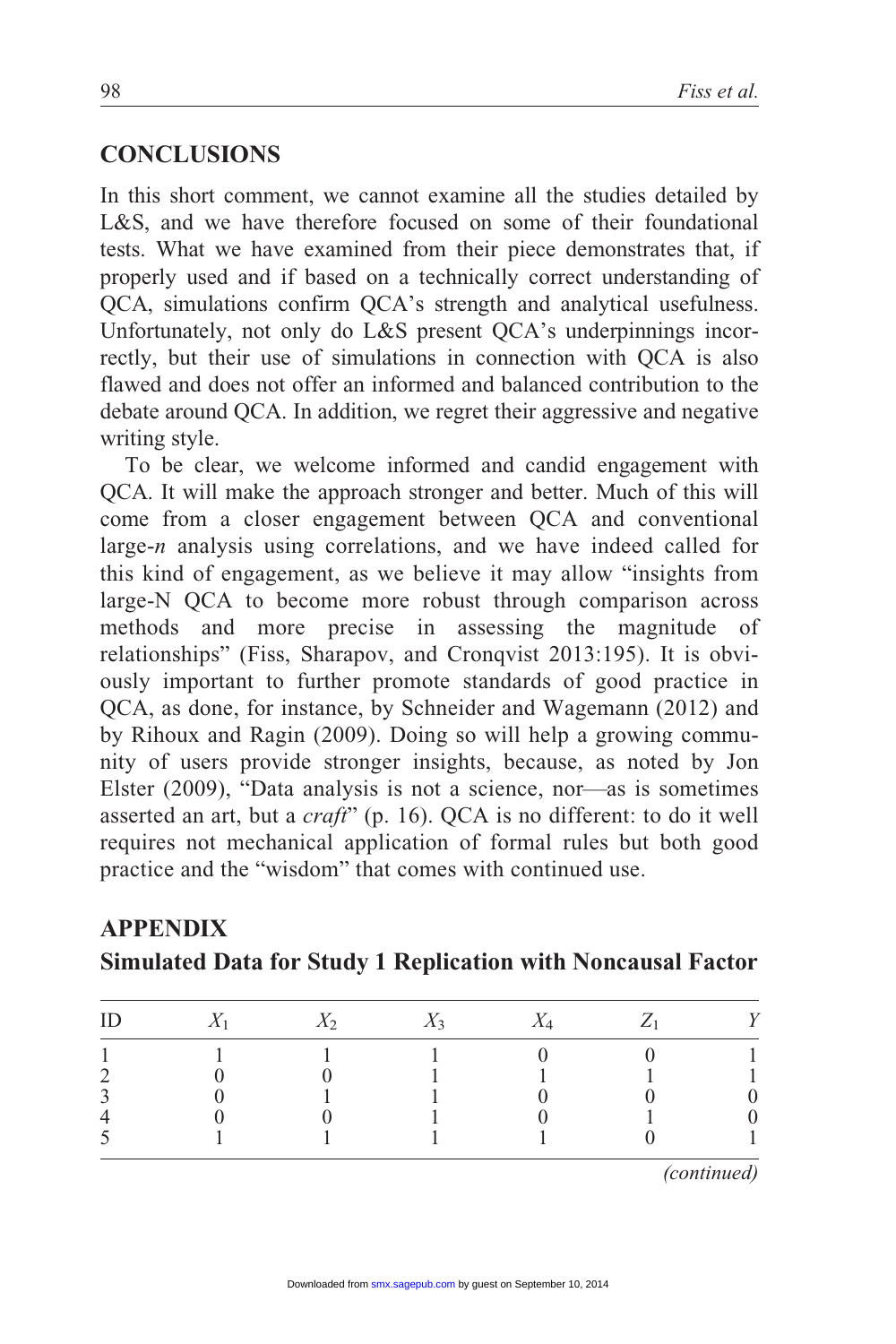## CONCLUSIONS

In this short comment, we cannot examine all the studies detailed by L&S, and we have therefore focused on some of their foundational tests. What we have examined from their piece demonstrates that, if properly used and if based on a technically correct understanding of QCA, simulations confirm QCA's strength and analytical usefulness. Unfortunately, not only do L&S present QCA's underpinnings incorrectly, but their use of simulations in connection with QCA is also flawed and does not offer an informed and balanced contribution to the debate around QCA. In addition, we regret their aggressive and negative writing style.

To be clear, we welcome informed and candid engagement with QCA. It will make the approach stronger and better. Much of this will come from a closer engagement between QCA and conventional large-*n* analysis using correlations, and we have indeed called for this kind of engagement, as we believe it may allow "insights from large-N QCA to become more robust through comparison across methods and more precise in assessing the magnitude of relationships" (Fiss, Sharapov, and Cronqvist 2013:195). It is obviously important to further promote standards of good practice in QCA, as done, for instance, by Schneider and Wagemann (2012) and by Rihoux and Ragin (2009). Doing so will help a growing community of users provide stronger insights, because, as noted by Jon Elster (2009), "Data analysis is not a science, nor—as is sometimes asserted an art, but a *craft*" (p. 16). QCA is no different: to do it well requires not mechanical application of formal rules but both good practice and the "wisdom" that comes with continued use.

## APPENDIX

### Simulated Data for Study 1 Replication with Noncausal Factor

| ID | $X_1$ | $X_2$ | $X_3$ | $X_4$ | $Z_1$ | $Y$ |
|---|---|---|---|---|---|---|
| 1 | 1 | 1 | 1 | 0 | 0 | 1 |
| 2 | 0 | 0 | 1 | 1 | 1 | 1 |
| 3 | 0 | 1 | 1 | 0 | 0 | 0 |
| 4 | 0 | 0 | 1 | 0 | 1 | 0 |
| 5 | 1 | 1 | 1 | 1 | 0 | 1 |

*(continued)*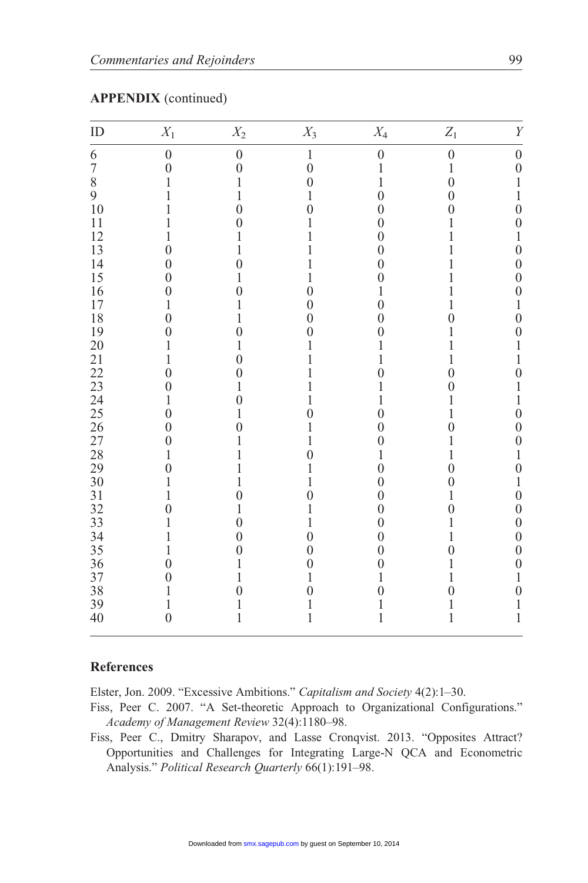**APPENDIX** (continued)

| ID | $X_1$ | $X_2$ | $X_3$ | $X_4$ | $Z_1$ | $Y$ |
|---|---|---|---|---|---|---|
| 6 | 0 | 0 | 1 | 0 | 0 | 0 |
| 7 | 0 | 0 | 0 | 1 | 1 | 0 |
| 8 | 1 | 1 | 0 | 1 | 0 | 1 |
| 9 | 1 | 1 | 1 | 0 | 0 | 1 |
| 10 | 1 | 0 | 0 | 0 | 0 | 0 |
| 11 | 1 | 0 | 1 | 0 | 1 | 0 |
| 12 | 1 | 1 | 1 | 0 | 1 | 1 |
| 13 | 0 | 1 | 1 | 0 | 1 | 0 |
| 14 | 0 | 0 | 1 | 0 | 1 | 0 |
| 15 | 0 | 1 | 1 | 0 | 1 | 0 |
| 16 | 0 | 0 | 0 | 1 | 1 | 0 |
| 17 | 1 | 1 | 0 | 0 | 1 | 1 |
| 18 | 0 | 1 | 0 | 0 | 0 | 0 |
| 19 | 0 | 0 | 0 | 0 | 1 | 0 |
| 20 | 1 | 1 | 1 | 1 | 1 | 1 |
| 21 | 1 | 0 | 1 | 1 | 1 | 1 |
| 22 | 0 | 0 | 1 | 0 | 0 | 0 |
| 23 | 0 | 1 | 1 | 1 | 0 | 1 |
| 24 | 1 | 0 | 1 | 1 | 1 | 1 |
| 25 | 0 | 1 | 0 | 0 | 1 | 0 |
| 26 | 0 | 0 | 1 | 0 | 0 | 0 |
| 27 | 0 | 1 | 1 | 0 | 1 | 0 |
| 28 | 1 | 1 | 0 | 1 | 1 | 1 |
| 29 | 0 | 1 | 1 | 0 | 0 | 0 |
| 30 | 1 | 1 | 1 | 0 | 0 | 1 |
| 31 | 1 | 0 | 0 | 0 | 1 | 0 |
| 32 | 0 | 1 | 1 | 0 | 0 | 0 |
| 33 | 1 | 0 | 1 | 0 | 1 | 0 |
| 34 | 1 | 0 | 0 | 0 | 1 | 0 |
| 35 | 1 | 0 | 0 | 0 | 0 | 0 |
| 36 | 0 | 1 | 0 | 0 | 1 | 0 |
| 37 | 0 | 1 | 1 | 1 | 1 | 1 |
| 38 | 1 | 0 | 0 | 0 | 0 | 0 |
| 39 | 1 | 1 | 1 | 1 | 1 | 1 |
| 40 | 0 | 1 | 1 | 1 | 1 | 1 |

## References

Elster, Jon. 2009. "Excessive Ambitions." *Capitalism and Society* 4(2):1–30.

Fiss, Peer C. 2007. "A Set-theoretic Approach to Organizational Configurations." *Academy of Management Review* 32(4):1180–98.

Fiss, Peer C., Dmitry Sharapov, and Lasse Cronqvist. 2013. "Opposites Attract? Opportunities and Challenges for Integrating Large-N QCA and Econometric Analysis." *Political Research Quarterly* 66(1):191–98.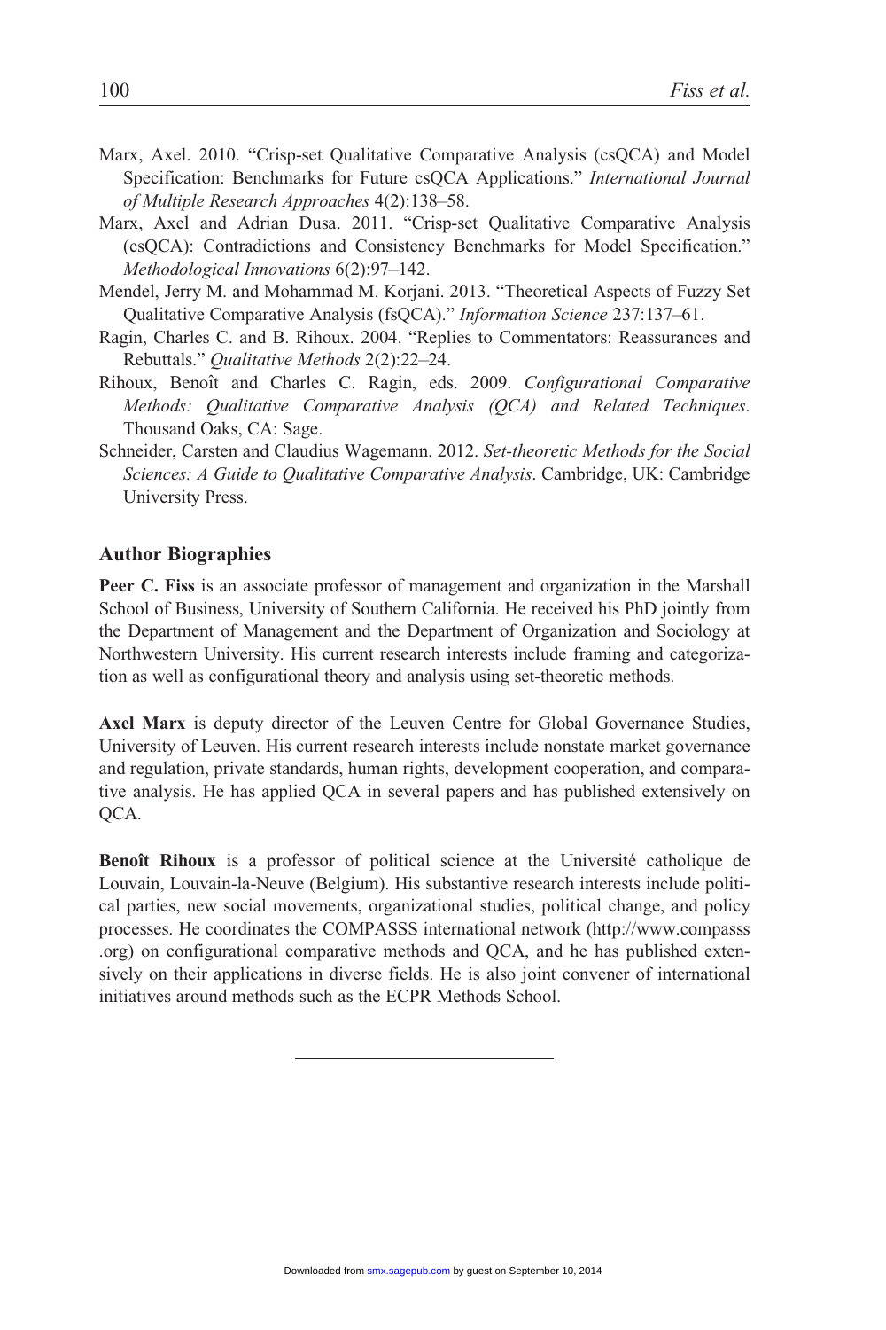Marx, Axel. 2010. "Crisp-set Qualitative Comparative Analysis (csQCA) and Model Specification: Benchmarks for Future csQCA Applications." *International Journal of Multiple Research Approaches* 4(2):138–58.

Marx, Axel and Adrian Dusa. 2011. "Crisp-set Qualitative Comparative Analysis (csQCA): Contradictions and Consistency Benchmarks for Model Specification." *Methodological Innovations* 6(2):97–142.

Mendel, Jerry M. and Mohammad M. Korjani. 2013. "Theoretical Aspects of Fuzzy Set Qualitative Comparative Analysis (fsQCA)." *Information Science* 237:137–61.

Ragin, Charles C. and B. Rihoux. 2004. "Replies to Commentators: Reassurances and Rebuttals." *Qualitative Methods* 2(2):22–24.

Rihoux, Benoît and Charles C. Ragin, eds. 2009. *Configurational Comparative Methods: Qualitative Comparative Analysis (QCA) and Related Techniques*. Thousand Oaks, CA: Sage.

Schneider, Carsten and Claudius Wagemann. 2012. *Set-theoretic Methods for the Social Sciences: A Guide to Qualitative Comparative Analysis*. Cambridge, UK: Cambridge University Press.

## Author Biographies

**Peer C. Fiss** is an associate professor of management and organization in the Marshall School of Business, University of Southern California. He received his PhD jointly from the Department of Management and the Department of Organization and Sociology at Northwestern University. His current research interests include framing and categorization as well as configurational theory and analysis using set-theoretic methods.

**Axel Marx** is deputy director of the Leuven Centre for Global Governance Studies, University of Leuven. His current research interests include nonstate market governance and regulation, private standards, human rights, development cooperation, and comparative analysis. He has applied QCA in several papers and has published extensively on QCA.

**Benoît Rihoux** is a professor of political science at the Université catholique de Louvain, Louvain-la-Neuve (Belgium). His substantive research interests include political parties, new social movements, organizational studies, political change, and policy processes. He coordinates the COMPASSS international network (http://www.compasss.org) on configurational comparative methods and QCA, and he has published extensively on their applications in diverse fields. He is also joint convener of international initiatives around methods such as the ECPR Methods School.